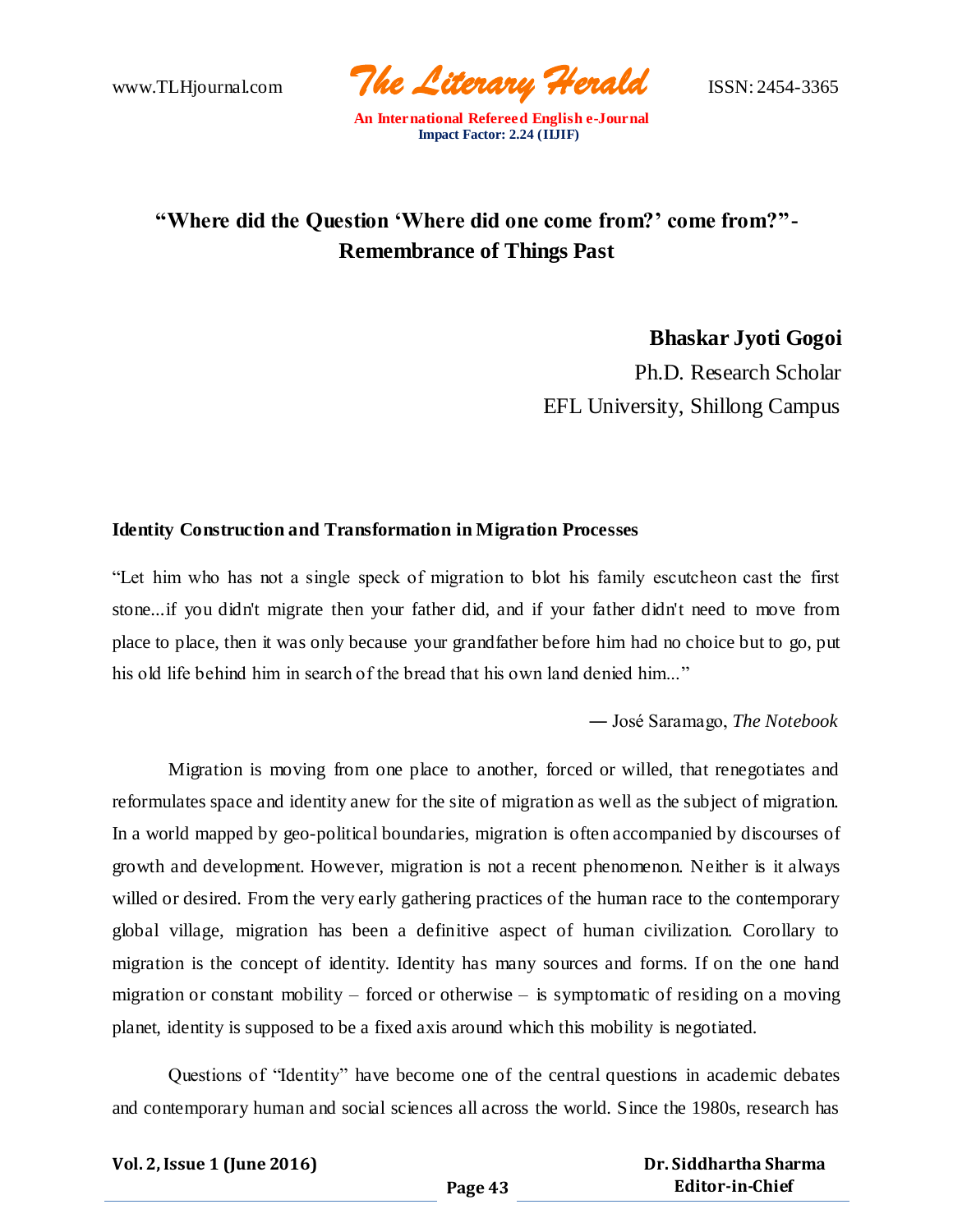# "Where did the Question 'Where did one come from?' come from?"- Remembrance of Things Past

**Bhaskar Jyoti Gogoi**

Ph.D. Research Scholar

EFL University, Shillong Campus

### Identity Construction and Transformation in Migration Processes

"Let him who has not a single speck of migration to blot his family escutcheon cast the first stone...if you didn't migrate then your father did, and if your father didn't need to move from place to place, then it was only because your grandfather before him had no choice but to go, put his old life behind him in search of the bread that his own land denied him..."

— José Saramago, *The Notebook*

Migration is moving from one place to another, forced or willed, that renegotiates and reformulates space and identity anew for the site of migration as well as the subject of migration. In a world mapped by geo-political boundaries, migration is often accompanied by discourses of growth and development. However, migration is not a recent phenomenon. Neither is it always willed or desired. From the very early gathering practices of the human race to the contemporary global village, migration has been a definitive aspect of human civilization. Corollary to migration is the concept of identity. Identity has many sources and forms. If on the one hand migration or constant mobility – forced or otherwise – is symptomatic of residing on a moving planet, identity is supposed to be a fixed axis around which this mobility is negotiated.

Questions of "Identity" have become one of the central questions in academic debates and contemporary human and social sciences all across the world. Since the 1980s, research has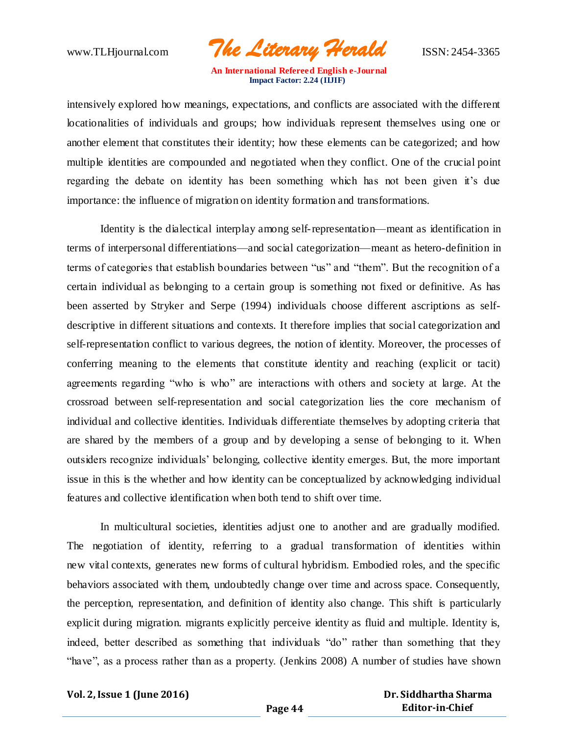intensively explored how meanings, expectations, and conflicts are associated with the different locationalities of individuals and groups; how individuals represent themselves using one or another element that constitutes their identity; how these elements can be categorized; and how multiple identities are compounded and negotiated when they conflict. One of the crucial point regarding the debate on identity has been something which has not been given it's due importance: the influence of migration on identity formation and transformations.

Identity is the dialectical interplay among self-representation—meant as identification in terms of interpersonal differentiations—and social categorization—meant as hetero-definition in terms of categories that establish boundaries between "us" and "them". But the recognition of a certain individual as belonging to a certain group is something not fixed or definitive. As has been asserted by Stryker and Serpe (1994) individuals choose different ascriptions as self-descriptive in different situations and contexts. It therefore implies that social categorization and self-representation conflict to various degrees, the notion of identity. Moreover, the processes of conferring meaning to the elements that constitute identity and reaching (explicit or tacit) agreements regarding "who is who" are interactions with others and society at large. At the crossroad between self-representation and social categorization lies the core mechanism of individual and collective identities. Individuals differentiate themselves by adopting criteria that are shared by the members of a group and by developing a sense of belonging to it. When outsiders recognize individuals' belonging, collective identity emerges. But, the more important issue in this is the whether and how identity can be conceptualized by acknowledging individual features and collective identification when both tend to shift over time.

In multicultural societies, identities adjust one to another and are gradually modified. The negotiation of identity, referring to a gradual transformation of identities within new vital contexts, generates new forms of cultural hybridism. Embodied roles, and the specific behaviors associated with them, undoubtedly change over time and across space. Consequently, the perception, representation, and definition of identity also change. This shift is particularly explicit during migration. migrants explicitly perceive identity as fluid and multiple. Identity is, indeed, better described as something that individuals "do" rather than something that they "have", as a process rather than as a property. (Jenkins 2008) A number of studies have shown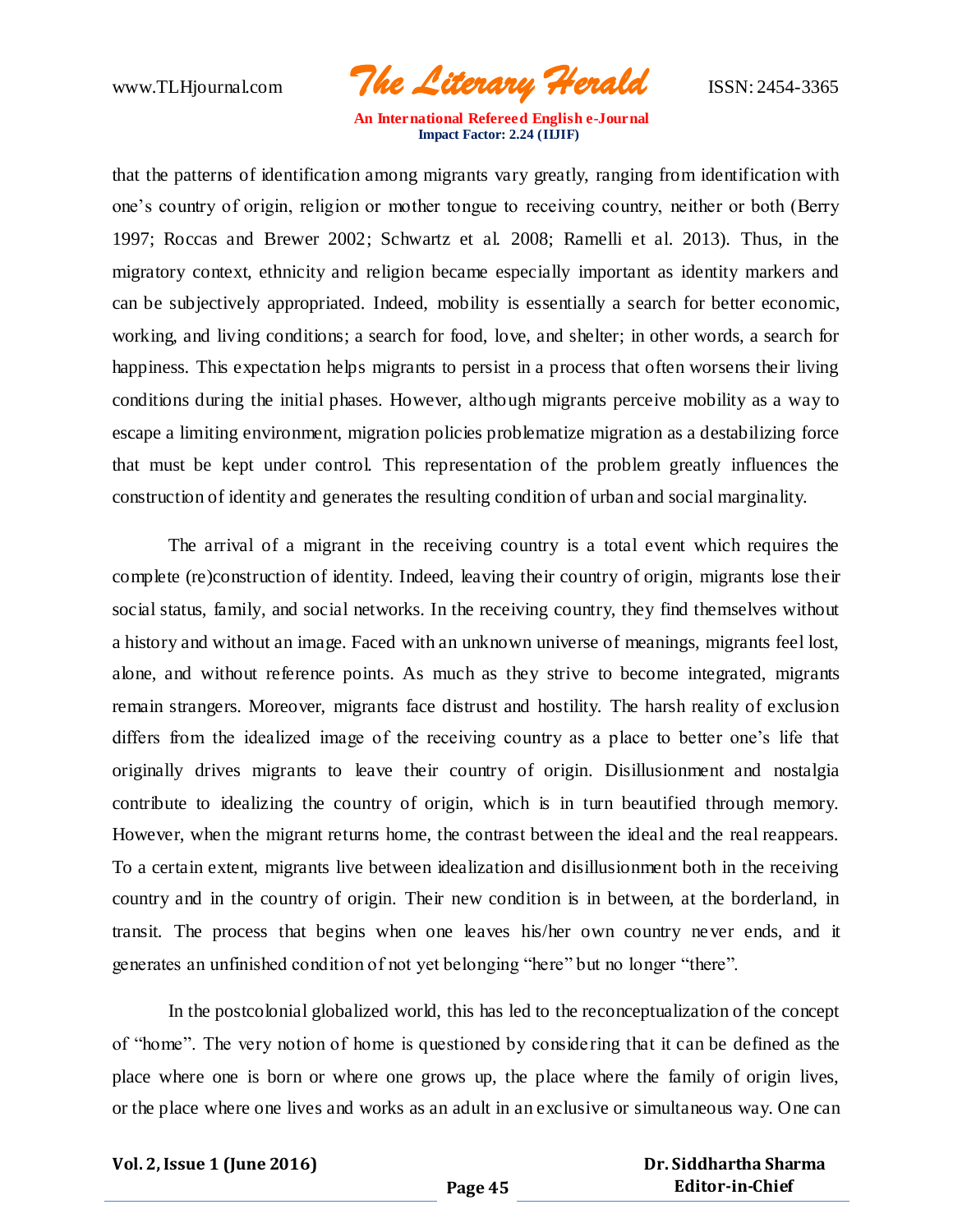that the patterns of identification among migrants vary greatly, ranging from identification with one's country of origin, religion or mother tongue to receiving country, neither or both (Berry 1997; Roccas and Brewer 2002; Schwartz et al. 2008; Ramelli et al. 2013). Thus, in the migratory context, ethnicity and religion became especially important as identity markers and can be subjectively appropriated. Indeed, mobility is essentially a search for better economic, working, and living conditions; a search for food, love, and shelter; in other words, a search for happiness. This expectation helps migrants to persist in a process that often worsens their living conditions during the initial phases. However, although migrants perceive mobility as a way to escape a limiting environment, migration policies problematize migration as a destabilizing force that must be kept under control. This representation of the problem greatly influences the construction of identity and generates the resulting condition of urban and social marginality.

The arrival of a migrant in the receiving country is a total event which requires the complete (re)construction of identity. Indeed, leaving their country of origin, migrants lose their social status, family, and social networks. In the receiving country, they find themselves without a history and without an image. Faced with an unknown universe of meanings, migrants feel lost, alone, and without reference points. As much as they strive to become integrated, migrants remain strangers. Moreover, migrants face distrust and hostility. The harsh reality of exclusion differs from the idealized image of the receiving country as a place to better one's life that originally drives migrants to leave their country of origin. Disillusionment and nostalgia contribute to idealizing the country of origin, which is in turn beautified through memory. However, when the migrant returns home, the contrast between the ideal and the real reappears. To a certain extent, migrants live between idealization and disillusionment both in the receiving country and in the country of origin. Their new condition is in between, at the borderland, in transit. The process that begins when one leaves his/her own country never ends, and it generates an unfinished condition of not yet belonging "here" but no longer "there".

In the postcolonial globalized world, this has led to the reconceptualization of the concept of "home". The very notion of home is questioned by considering that it can be defined as the place where one is born or where one grows up, the place where the family of origin lives, or the place where one lives and works as an adult in an exclusive or simultaneous way. One can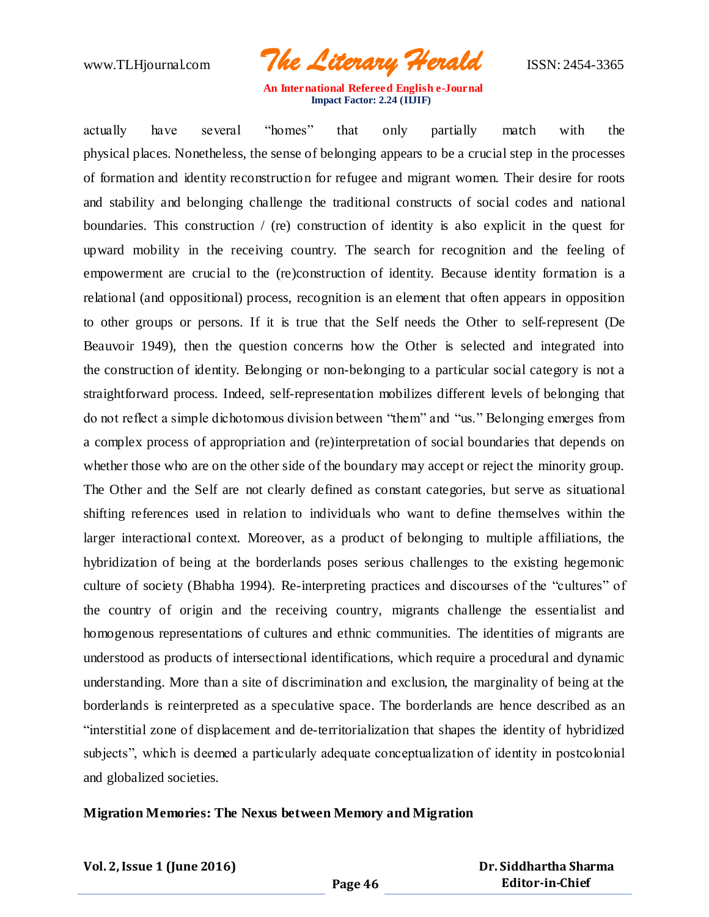actually have several "homes" that only partially match with the physical places. Nonetheless, the sense of belonging appears to be a crucial step in the processes of formation and identity reconstruction for refugee and migrant women. Their desire for roots and stability and belonging challenge the traditional constructs of social codes and national boundaries. This construction / (re) construction of identity is also explicit in the quest for upward mobility in the receiving country. The search for recognition and the feeling of empowerment are crucial to the (re)construction of identity. Because identity formation is a relational (and oppositional) process, recognition is an element that often appears in opposition to other groups or persons. If it is true that the Self needs the Other to self-represent (De Beauvoir 1949), then the question concerns how the Other is selected and integrated into the construction of identity. Belonging or non-belonging to a particular social category is not a straightforward process. Indeed, self-representation mobilizes different levels of belonging that do not reflect a simple dichotomous division between "them" and "us." Belonging emerges from a complex process of appropriation and (re)interpretation of social boundaries that depends on whether those who are on the other side of the boundary may accept or reject the minority group. The Other and the Self are not clearly defined as constant categories, but serve as situational shifting references used in relation to individuals who want to define themselves within the larger interactional context. Moreover, as a product of belonging to multiple affiliations, the hybridization of being at the borderlands poses serious challenges to the existing hegemonic culture of society (Bhabha 1994). Re-interpreting practices and discourses of the "cultures" of the country of origin and the receiving country, migrants challenge the essentialist and homogenous representations of cultures and ethnic communities. The identities of migrants are understood as products of intersectional identifications, which require a procedural and dynamic understanding. More than a site of discrimination and exclusion, the marginality of being at the borderlands is reinterpreted as a speculative space. The borderlands are hence described as an "interstitial zone of displacement and de-territorialization that shapes the identity of hybridized subjects", which is deemed a particularly adequate conceptualization of identity in postcolonial and globalized societies.

**Migration Memories: The Nexus between Memory and Migration**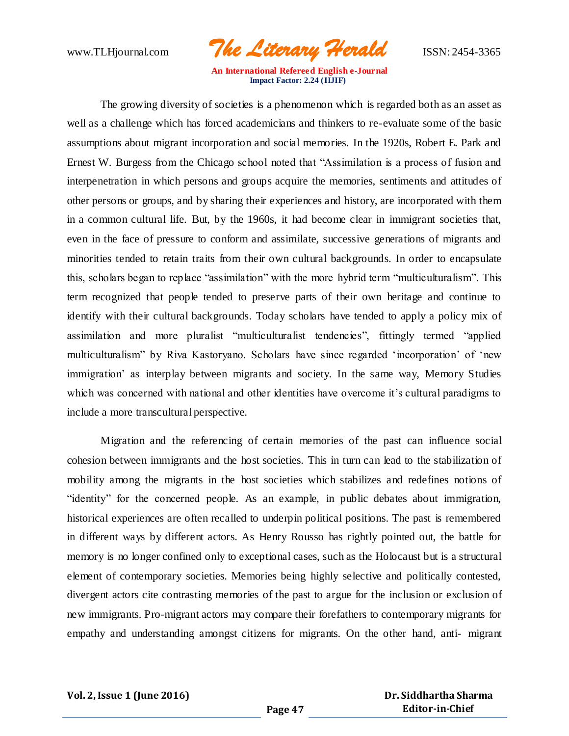The growing diversity of societies is a phenomenon which is regarded both as an asset as well as a challenge which has forced academicians and thinkers to re-evaluate some of the basic assumptions about migrant incorporation and social memories. In the 1920s, Robert E. Park and Ernest W. Burgess from the Chicago school noted that "Assimilation is a process of fusion and interpenetration in which persons and groups acquire the memories, sentiments and attitudes of other persons or groups, and by sharing their experiences and history, are incorporated with them in a common cultural life. But, by the 1960s, it had become clear in immigrant societies that, even in the face of pressure to conform and assimilate, successive generations of migrants and minorities tended to retain traits from their own cultural backgrounds. In order to encapsulate this, scholars began to replace "assimilation" with the more hybrid term "multiculturalism". This term recognized that people tended to preserve parts of their own heritage and continue to identify with their cultural backgrounds. Today scholars have tended to apply a policy mix of assimilation and more pluralist "multiculturalist tendencies", fittingly termed "applied multiculturalism" by Riva Kastoryano. Scholars have since regarded 'incorporation' of 'new immigration' as interplay between migrants and society. In the same way, Memory Studies which was concerned with national and other identities have overcome it's cultural paradigms to include a more transcultural perspective.

Migration and the referencing of certain memories of the past can influence social cohesion between immigrants and the host societies. This in turn can lead to the stabilization of mobility among the migrants in the host societies which stabilizes and redefines notions of "identity" for the concerned people. As an example, in public debates about immigration, historical experiences are often recalled to underpin political positions. The past is remembered in different ways by different actors. As Henry Rousso has rightly pointed out, the battle for memory is no longer confined only to exceptional cases, such as the Holocaust but is a structural element of contemporary societies. Memories being highly selective and politically contested, divergent actors cite contrasting memories of the past to argue for the inclusion or exclusion of new immigrants. Pro-migrant actors may compare their forefathers to contemporary migrants for empathy and understanding amongst citizens for migrants. On the other hand, anti- migrant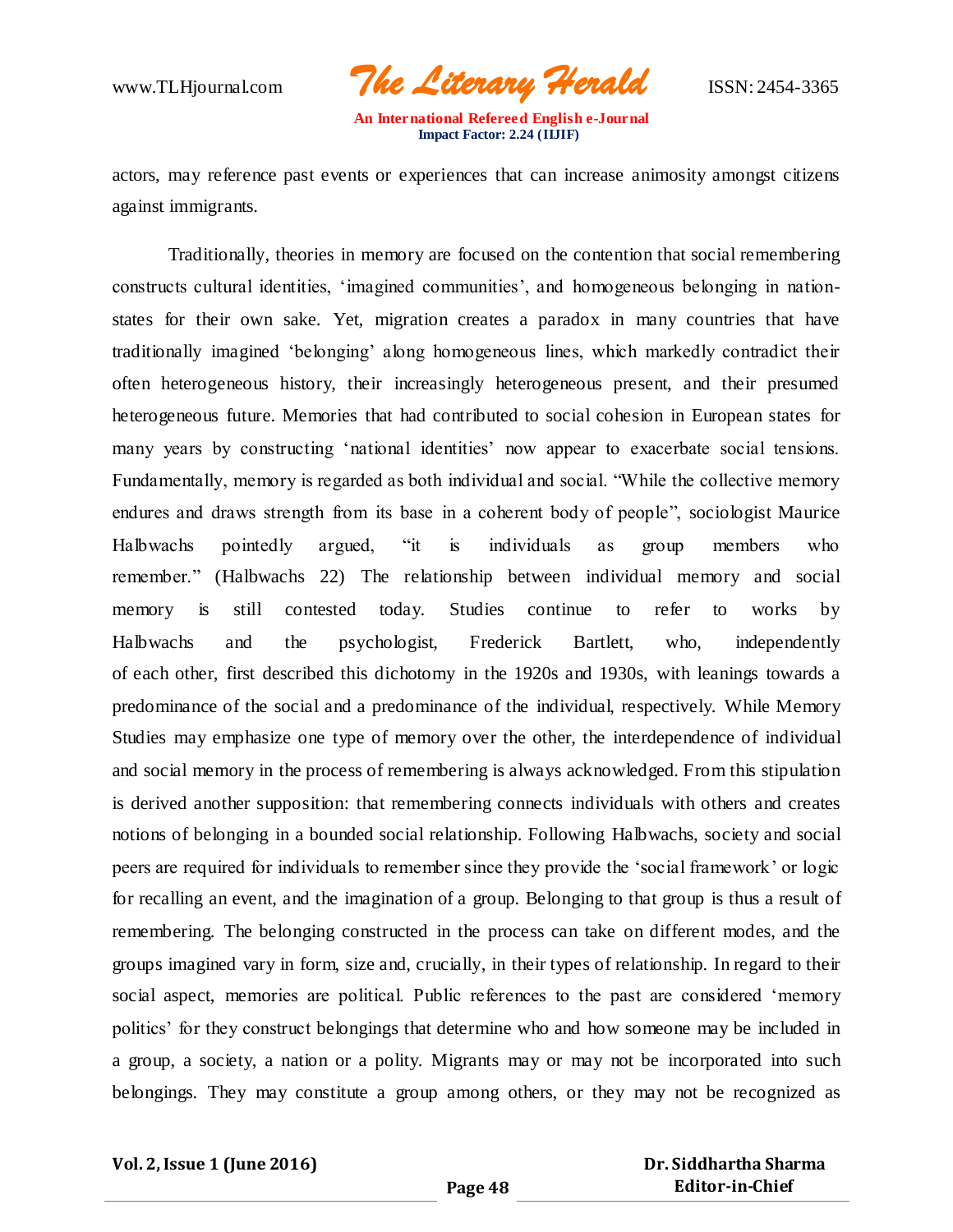actors, may reference past events or experiences that can increase animosity amongst citizens against immigrants.

Traditionally, theories in memory are focused on the contention that social remembering constructs cultural identities, 'imagined communities', and homogeneous belonging in nation-states for their own sake. Yet, migration creates a paradox in many countries that have traditionally imagined 'belonging' along homogeneous lines, which markedly contradict their often heterogeneous history, their increasingly heterogeneous present, and their presumed heterogeneous future. Memories that had contributed to social cohesion in European states for many years by constructing 'national identities' now appear to exacerbate social tensions. Fundamentally, memory is regarded as both individual and social. "While the collective memory endures and draws strength from its base in a coherent body of people", sociologist Maurice Halbwachs pointedly argued, "it is individuals as group members who remember." (Halbwachs 22) The relationship between individual memory and social memory is still contested today. Studies continue to refer to works by Halbwachs and the psychologist, Frederick Bartlett, who, independently of each other, first described this dichotomy in the 1920s and 1930s, with leanings towards a predominance of the social and a predominance of the individual, respectively. While Memory Studies may emphasize one type of memory over the other, the interdependence of individual and social memory in the process of remembering is always acknowledged. From this stipulation is derived another supposition: that remembering connects individuals with others and creates notions of belonging in a bounded social relationship. Following Halbwachs, society and social peers are required for individuals to remember since they provide the 'social framework' or logic for recalling an event, and the imagination of a group. Belonging to that group is thus a result of remembering. The belonging constructed in the process can take on different modes, and the groups imagined vary in form, size and, crucially, in their types of relationship. In regard to their social aspect, memories are political. Public references to the past are considered 'memory politics' for they construct belongings that determine who and how someone may be included in a group, a society, a nation or a polity. Migrants may or may not be incorporated into such belongings. They may constitute a group among others, or they may not be recognized as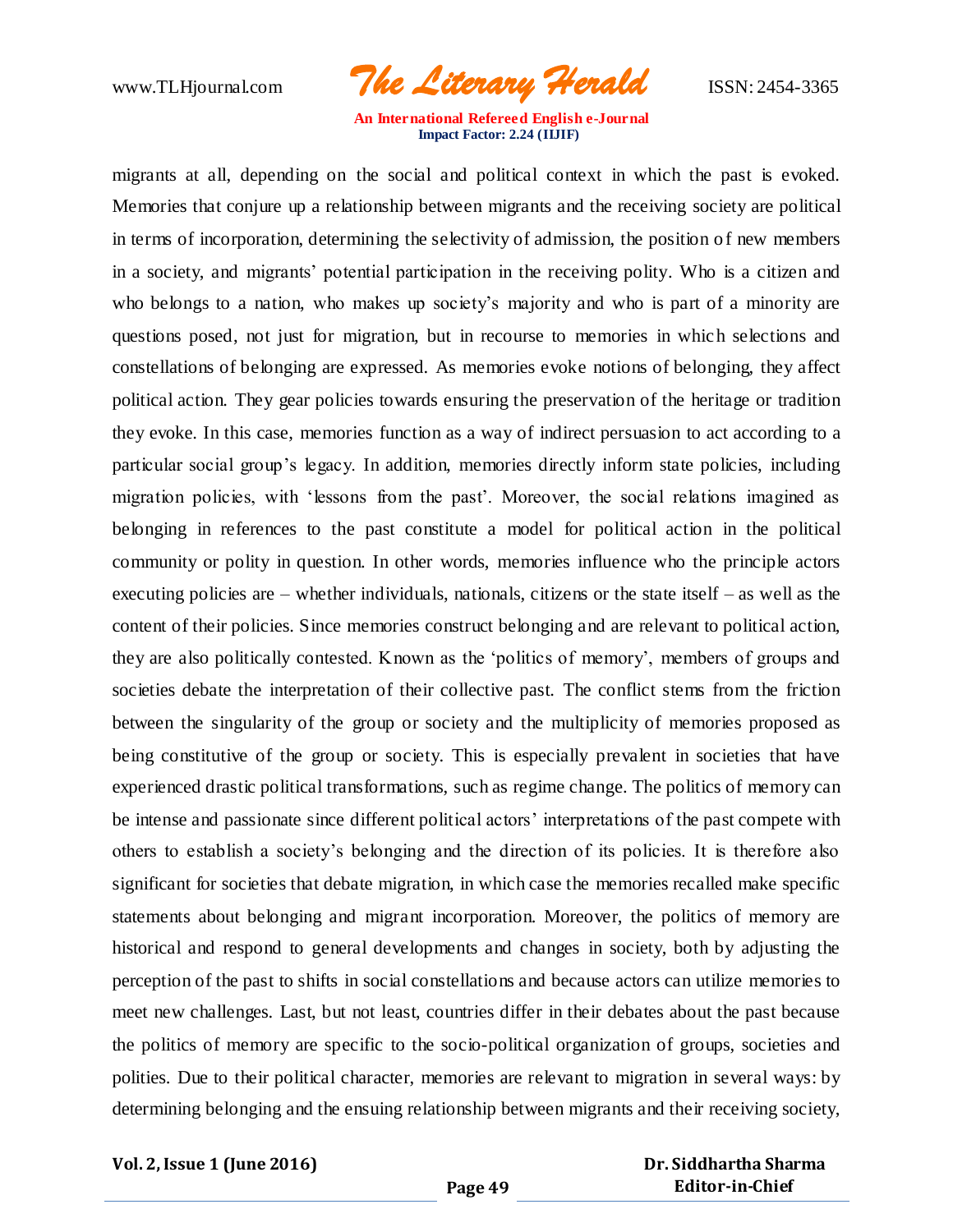migrants at all, depending on the social and political context in which the past is evoked. Memories that conjure up a relationship between migrants and the receiving society are political in terms of incorporation, determining the selectivity of admission, the position of new members in a society, and migrants' potential participation in the receiving polity. Who is a citizen and who belongs to a nation, who makes up society's majority and who is part of a minority are questions posed, not just for migration, but in recourse to memories in which selections and constellations of belonging are expressed. As memories evoke notions of belonging, they affect political action. They gear policies towards ensuring the preservation of the heritage or tradition they evoke. In this case, memories function as a way of indirect persuasion to act according to a particular social group's legacy. In addition, memories directly inform state policies, including migration policies, with 'lessons from the past'. Moreover, the social relations imagined as belonging in references to the past constitute a model for political action in the political community or polity in question. In other words, memories influence who the principle actors executing policies are – whether individuals, nationals, citizens or the state itself – as well as the content of their policies. Since memories construct belonging and are relevant to political action, they are also politically contested. Known as the 'politics of memory', members of groups and societies debate the interpretation of their collective past. The conflict stems from the friction between the singularity of the group or society and the multiplicity of memories proposed as being constitutive of the group or society. This is especially prevalent in societies that have experienced drastic political transformations, such as regime change. The politics of memory can be intense and passionate since different political actors' interpretations of the past compete with others to establish a society's belonging and the direction of its policies. It is therefore also significant for societies that debate migration, in which case the memories recalled make specific statements about belonging and migrant incorporation. Moreover, the politics of memory are historical and respond to general developments and changes in society, both by adjusting the perception of the past to shifts in social constellations and because actors can utilize memories to meet new challenges. Last, but not least, countries differ in their debates about the past because the politics of memory are specific to the socio-political organization of groups, societies and polities. Due to their political character, memories are relevant to migration in several ways: by determining belonging and the ensuing relationship between migrants and their receiving society,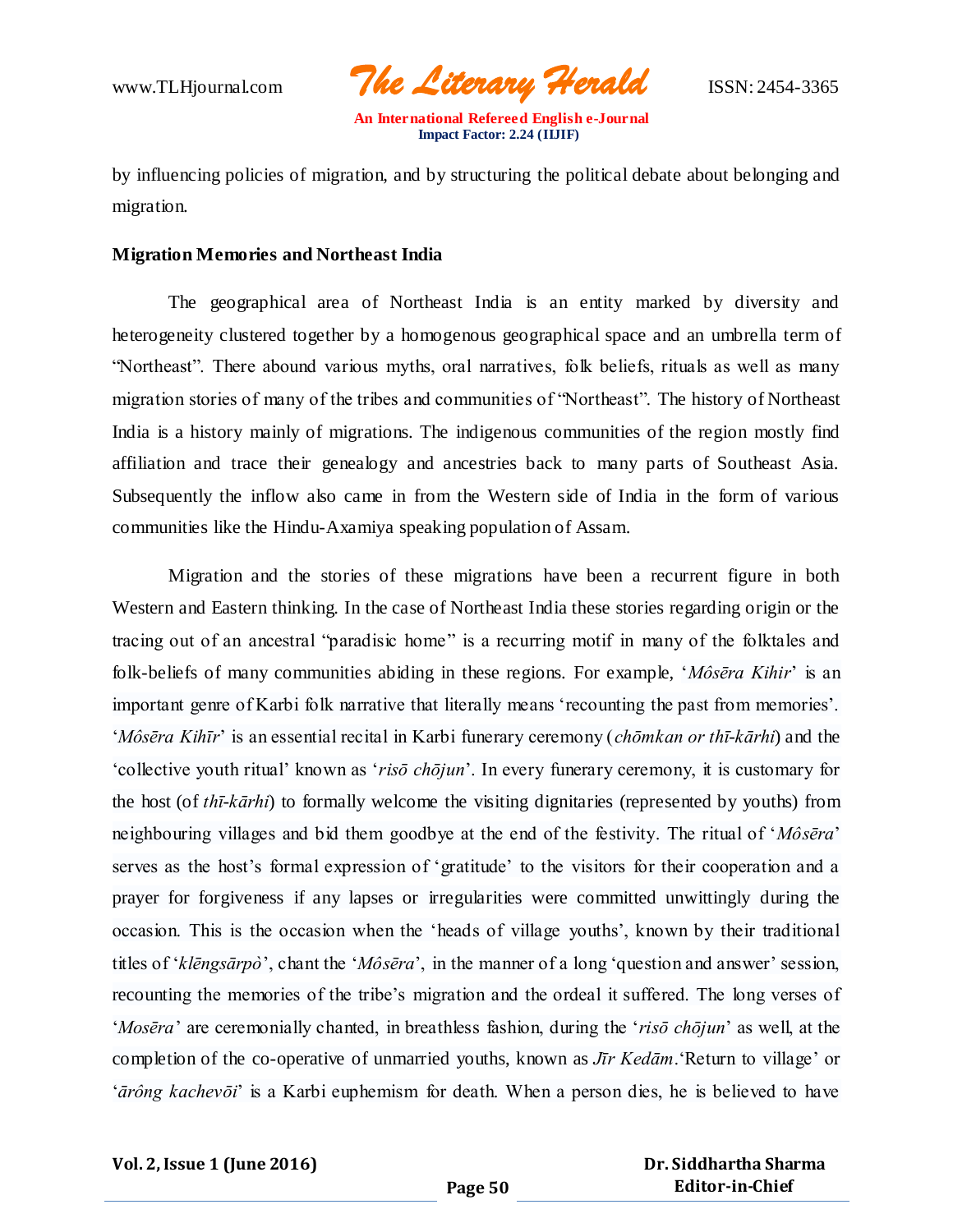by influencing policies of migration, and by structuring the political debate about belonging and migration.

**Migration Memories and Northeast India**

The geographical area of Northeast India is an entity marked by diversity and heterogeneity clustered together by a homogenous geographical space and an umbrella term of "Northeast". There abound various myths, oral narratives, folk beliefs, rituals as well as many migration stories of many of the tribes and communities of "Northeast". The history of Northeast India is a history mainly of migrations. The indigenous communities of the region mostly find affiliation and trace their genealogy and ancestries back to many parts of Southeast Asia. Subsequently the inflow also came in from the Western side of India in the form of various communities like the Hindu-Axamiya speaking population of Assam.

Migration and the stories of these migrations have been a recurrent figure in both Western and Eastern thinking. In the case of Northeast India these stories regarding origin or the tracing out of an ancestral "paradisic home" is a recurring motif in many of the folktales and folk-beliefs of many communities abiding in these regions. For example, '*Môsēra Kihir*' is an important genre of Karbi folk narrative that literally means 'recounting the past from memories'. '*Môsēra Kihīr*' is an essential recital in Karbi funerary ceremony (*chōmkan or thī-kārhi*) and the 'collective youth ritual' known as '*risō chōjun*'. In every funerary ceremony, it is customary for the host (of *thī-kārhi*) to formally welcome the visiting dignitaries (represented by youths) from neighbouring villages and bid them goodbye at the end of the festivity. The ritual of '*Môsēra*' serves as the host's formal expression of 'gratitude' to the visitors for their cooperation and a prayer for forgiveness if any lapses or irregularities were committed unwittingly during the occasion. This is the occasion when the 'heads of village youths', known by their traditional titles of '*klēngsārpò*', chant the '*Môsēra*', in the manner of a long 'question and answer' session, recounting the memories of the tribe's migration and the ordeal it suffered. The long verses of '*Mosēra*' are ceremonially chanted, in breathless fashion, during the '*risō chōjun*' as well, at the completion of the co-operative of unmarried youths, known as *Jīr Kedām*.'Return to village' or '*ārông kachevōi*' is a Karbi euphemism for death. When a person dies, he is believed to have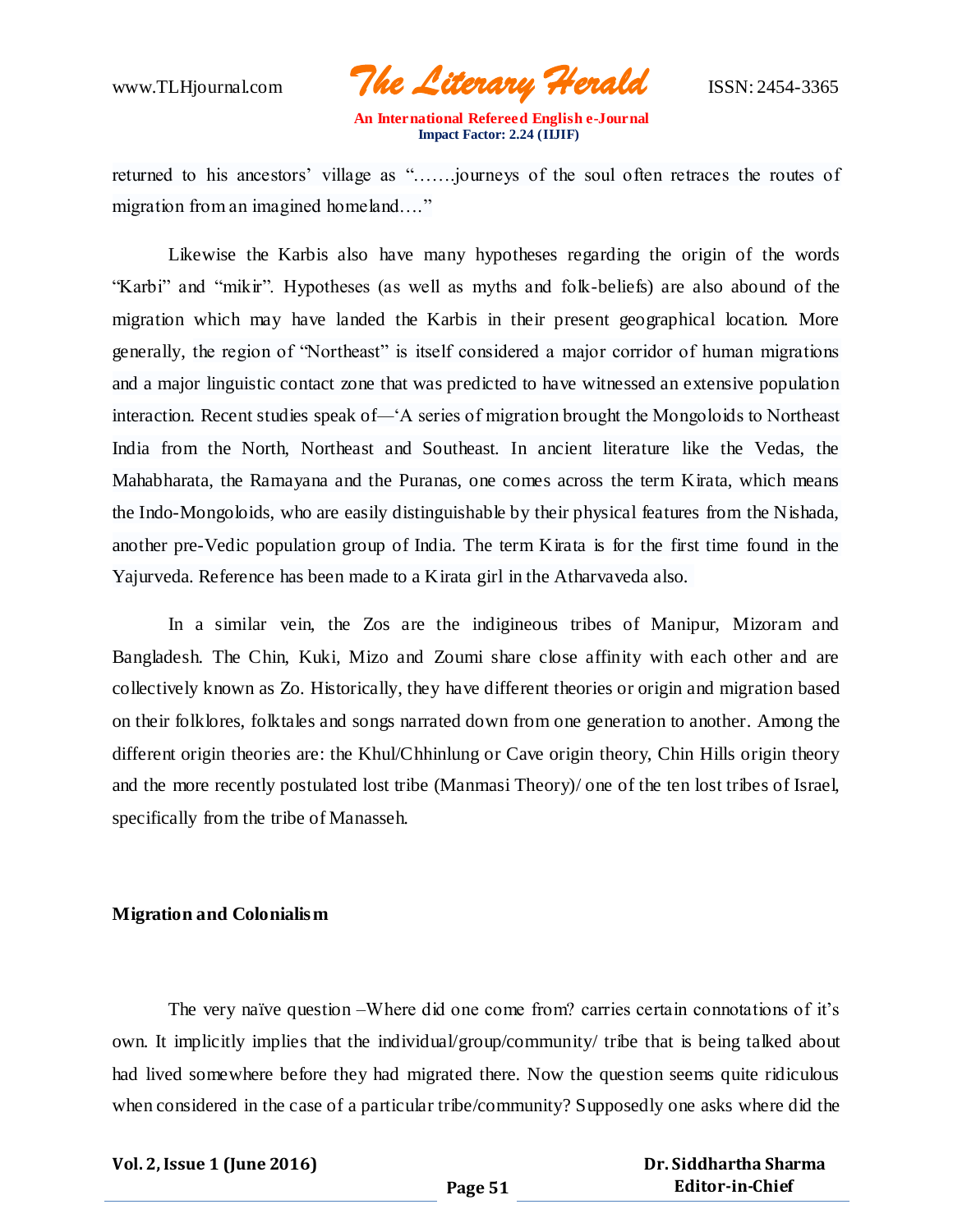returned to his ancestors' village as "…….journeys of the soul often retraces the routes of migration from an imagined homeland…."

Likewise the Karbis also have many hypotheses regarding the origin of the words "Karbi" and "mikir". Hypotheses (as well as myths and folk-beliefs) are also abound of the migration which may have landed the Karbis in their present geographical location. More generally, the region of "Northeast" is itself considered a major corridor of human migrations and a major linguistic contact zone that was predicted to have witnessed an extensive population interaction. Recent studies speak of—'A series of migration brought the Mongoloids to Northeast India from the North, Northeast and Southeast. In ancient literature like the Vedas, the Mahabharata, the Ramayana and the Puranas, one comes across the term Kirata, which means the Indo-Mongoloids, who are easily distinguishable by their physical features from the Nishada, another pre-Vedic population group of India. The term Kirata is for the first time found in the Yajurveda. Reference has been made to a Kirata girl in the Atharvaveda also.

In a similar vein, the Zos are the indigineous tribes of Manipur, Mizoram and Bangladesh. The Chin, Kuki, Mizo and Zoumi share close affinity with each other and are collectively known as Zo. Historically, they have different theories or origin and migration based on their folklores, folktales and songs narrated down from one generation to another. Among the different origin theories are: the Khul/Chhinlung or Cave origin theory, Chin Hills origin theory and the more recently postulated lost tribe (Manmasi Theory)/ one of the ten lost tribes of Israel, specifically from the tribe of Manasseh.

**Migration and Colonialism**

The very naïve question –Where did one come from? carries certain connotations of it's own. It implicitly implies that the individual/group/community/ tribe that is being talked about had lived somewhere before they had migrated there. Now the question seems quite ridiculous when considered in the case of a particular tribe/community? Supposedly one asks where did the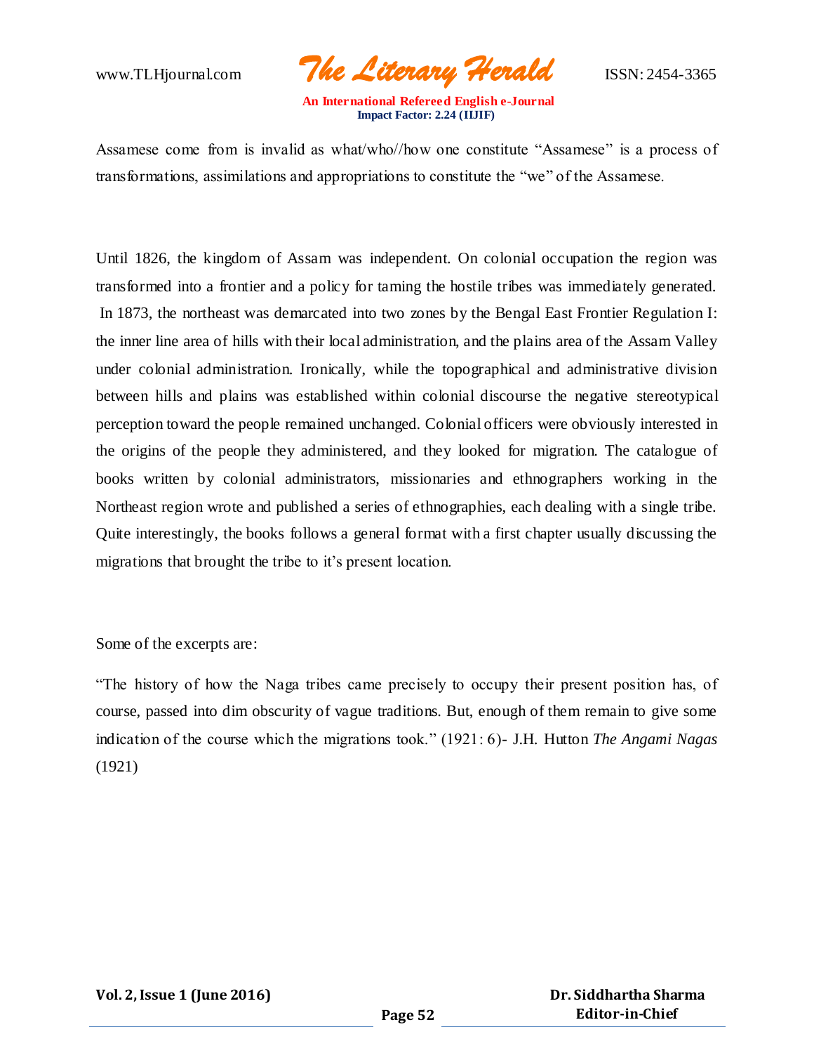Assamese come from is invalid as what/who//how one constitute "Assamese" is a process of transformations, assimilations and appropriations to constitute the "we" of the Assamese.

Until 1826, the kingdom of Assam was independent. On colonial occupation the region was transformed into a frontier and a policy for taming the hostile tribes was immediately generated. In 1873, the northeast was demarcated into two zones by the Bengal East Frontier Regulation I: the inner line area of hills with their local administration, and the plains area of the Assam Valley under colonial administration. Ironically, while the topographical and administrative division between hills and plains was established within colonial discourse the negative stereotypical perception toward the people remained unchanged. Colonial officers were obviously interested in the origins of the people they administered, and they looked for migration. The catalogue of books written by colonial administrators, missionaries and ethnographers working in the Northeast region wrote and published a series of ethnographies, each dealing with a single tribe. Quite interestingly, the books follows a general format with a first chapter usually discussing the migrations that brought the tribe to it's present location.

Some of the excerpts are:

"The history of how the Naga tribes came precisely to occupy their present position has, of course, passed into dim obscurity of vague traditions. But, enough of them remain to give some indication of the course which the migrations took." (1921: 6)- J.H. Hutton *The Angami Nagas* (1921)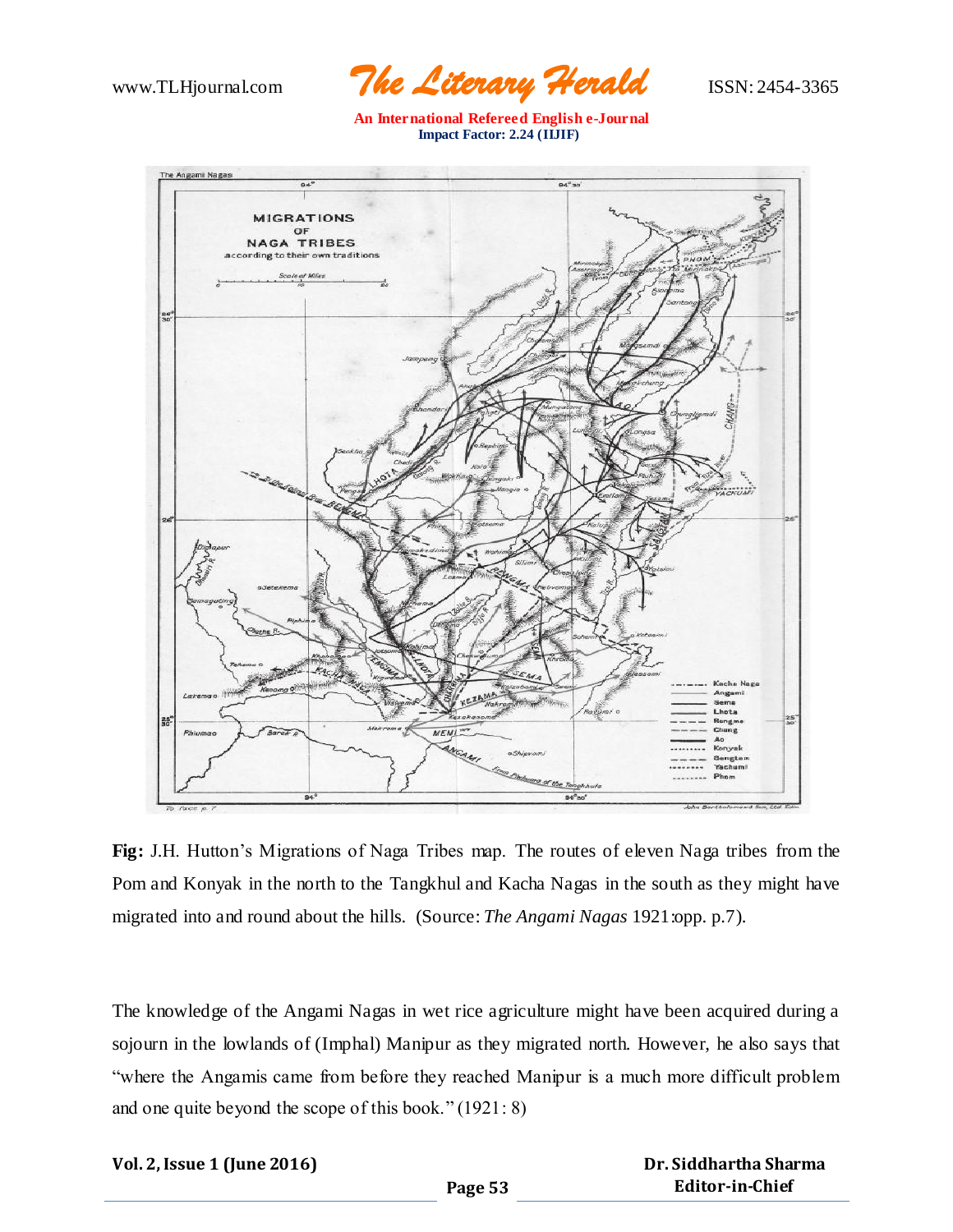**Fig:** J.H. Hutton's Migrations of Naga Tribes map. The routes of eleven Naga tribes from the Pom and Konyak in the north to the Tangkhul and Kacha Nagas in the south as they might have migrated into and round about the hills. (Source: *The Angami Nagas* 1921:opp. p.7).

The knowledge of the Angami Nagas in wet rice agriculture might have been acquired during a sojourn in the lowlands of (Imphal) Manipur as they migrated north. However, he also says that "where the Angamis came from before they reached Manipur is a much more difficult problem and one quite beyond the scope of this book." (1921: 8)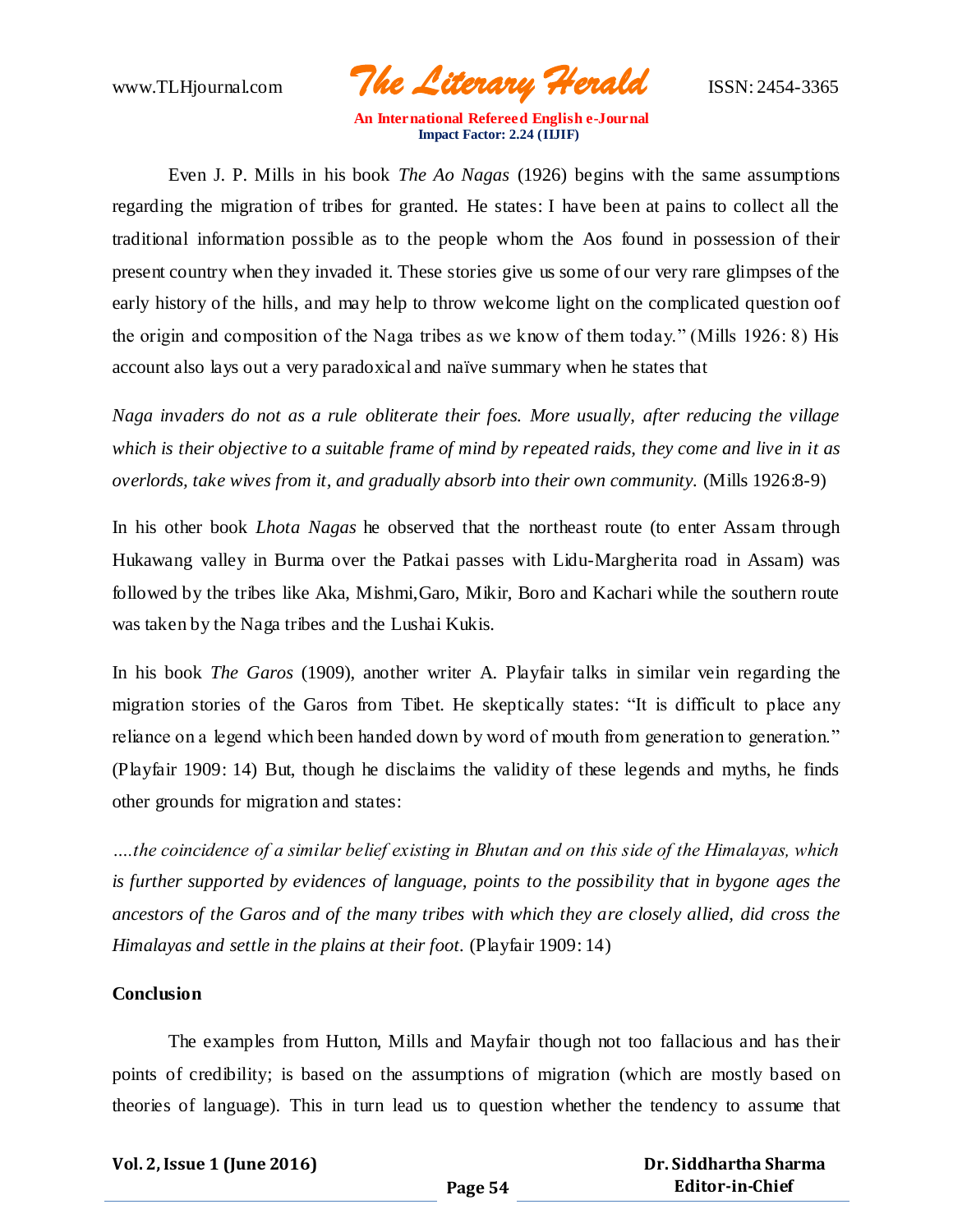Even J. P. Mills in his book *The Ao Nagas* (1926) begins with the same assumptions regarding the migration of tribes for granted. He states: I have been at pains to collect all the traditional information possible as to the people whom the Aos found in possession of their present country when they invaded it. These stories give us some of our very rare glimpses of the early history of the hills, and may help to throw welcome light on the complicated question oof the origin and composition of the Naga tribes as we know of them today." (Mills 1926: 8) His account also lays out a very paradoxical and naïve summary when he states that

*Naga invaders do not as a rule obliterate their foes. More usually, after reducing the village which is their objective to a suitable frame of mind by repeated raids, they come and live in it as overlords, take wives from it, and gradually absorb into their own community.* (Mills 1926:8-9)

In his other book *Lhota Nagas* he observed that the northeast route (to enter Assam through Hukawang valley in Burma over the Patkai passes with Lidu-Margherita road in Assam) was followed by the tribes like Aka, Mishmi,Garo, Mikir, Boro and Kachari while the southern route was taken by the Naga tribes and the Lushai Kukis.

In his book *The Garos* (1909), another writer A. Playfair talks in similar vein regarding the migration stories of the Garos from Tibet. He skeptically states: "It is difficult to place any reliance on a legend which been handed down by word of mouth from generation to generation." (Playfair 1909: 14) But, though he disclaims the validity of these legends and myths, he finds other grounds for migration and states:

*….the coincidence of a similar belief existing in Bhutan and on this side of the Himalayas, which is further supported by evidences of language, points to the possibility that in bygone ages the ancestors of the Garos and of the many tribes with which they are closely allied, did cross the Himalayas and settle in the plains at their foot.* (Playfair 1909: 14)

**Conclusion**

The examples from Hutton, Mills and Mayfair though not too fallacious and has their points of credibility; is based on the assumptions of migration (which are mostly based on theories of language). This in turn lead us to question whether the tendency to assume that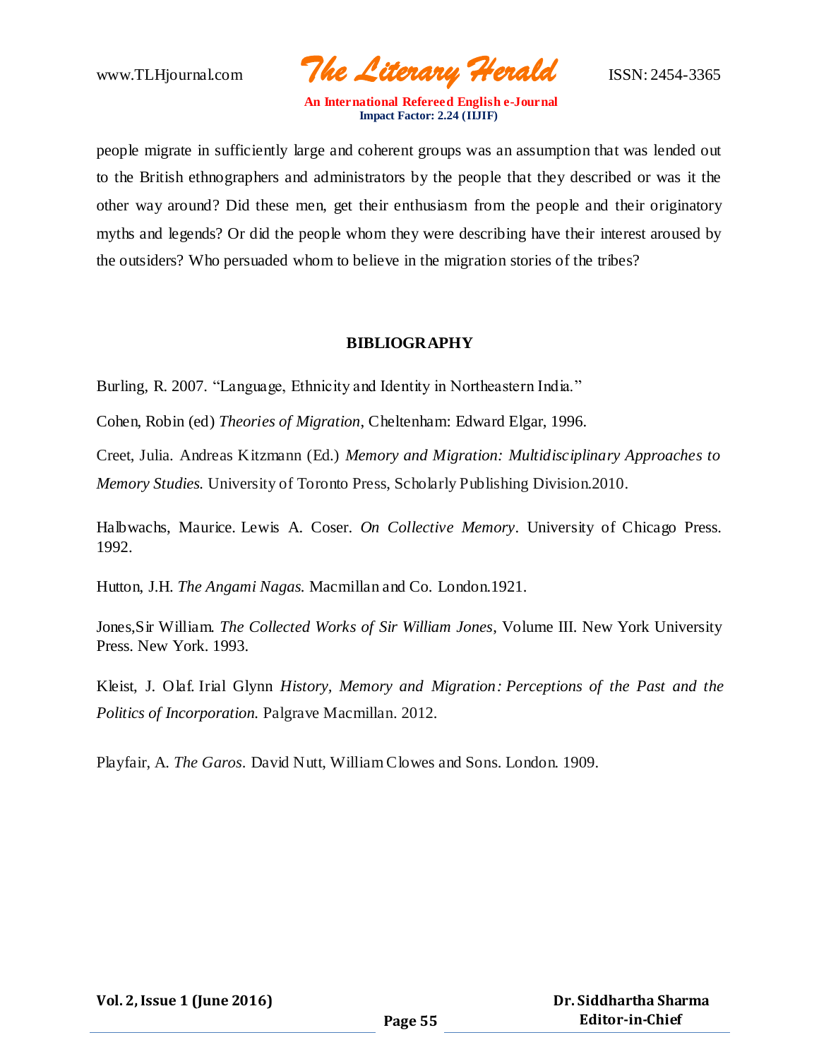people migrate in sufficiently large and coherent groups was an assumption that was lended out to the British ethnographers and administrators by the people that they described or was it the other way around? Did these men, get their enthusiasm from the people and their originatory myths and legends? Or did the people whom they were describing have their interest aroused by the outsiders? Who persuaded whom to believe in the migration stories of the tribes?

## BIBLIOGRAPHY

Burling, R. 2007. "Language, Ethnicity and Identity in Northeastern India."

Cohen, Robin (ed) *Theories of Migration*, Cheltenham: Edward Elgar, 1996.

Creet, Julia. Andreas Kitzmann (Ed.) *Memory and Migration: Multidisciplinary Approaches to Memory Studies.* University of Toronto Press, Scholarly Publishing Division.2010.

Halbwachs, Maurice. Lewis A. Coser. *On Collective Memory*. University of Chicago Press. 1992.

Hutton, J.H. *The Angami Nagas.* Macmillan and Co. London.1921.

Jones,Sir William. *The Collected Works of Sir William Jones*, Volume III. New York University Press. New York. 1993.

Kleist, J. Olaf. Irial Glynn *History, Memory and Migration: Perceptions of the Past and the Politics of Incorporation.* Palgrave Macmillan. 2012.

Playfair, A. *The Garos.* David Nutt, William Clowes and Sons. London. 1909.